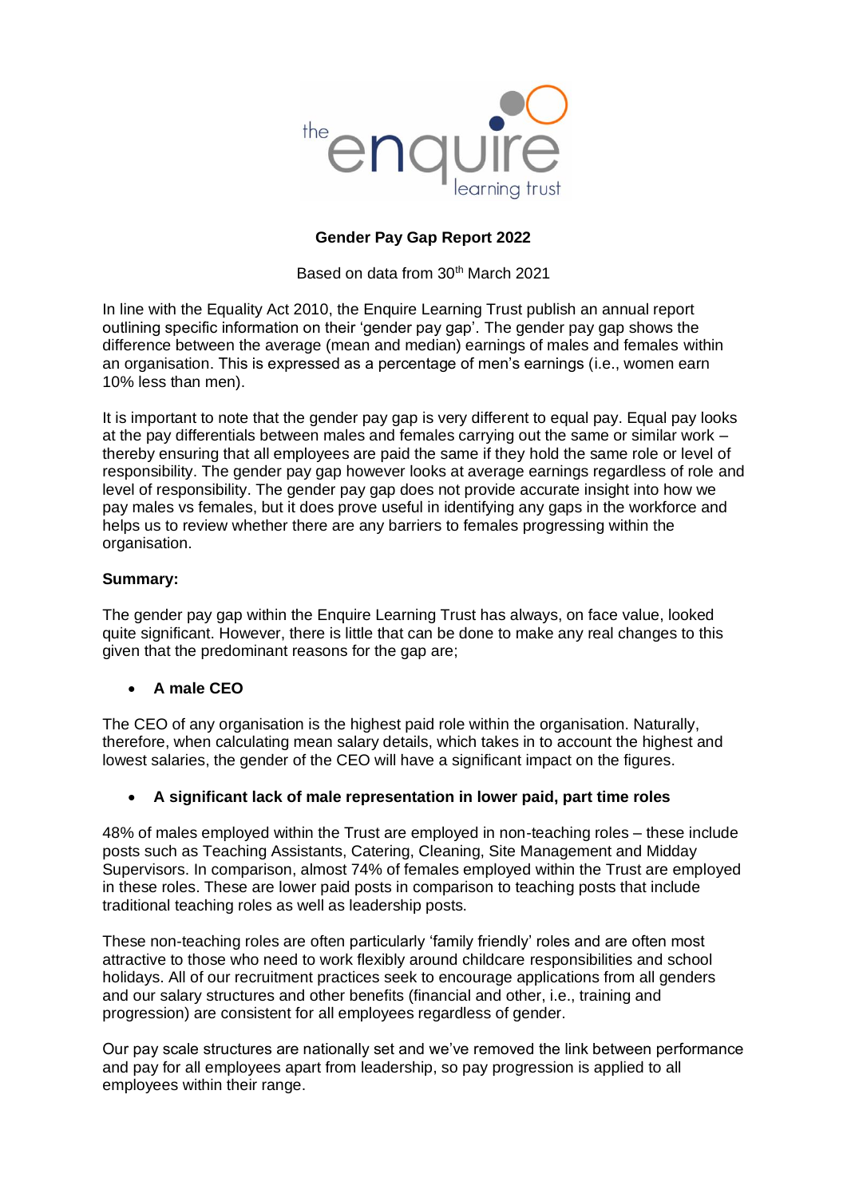# Gender Pay Gap Report 2022

Based on data from 30th March 2021

In line with the Equality Act 2010, the Enquire Learning Trust publish an annual report outlining specific information on their 'gender pay gap'. The gender pay gap shows the difference between the average (mean and median) earnings of males and females within an organisation. This is expressed as a percentage of men's earnings (i.e., women earn 10% less than men).

It is important to note that the gender pay gap is very different to equal pay. Equal pay looks at the pay differentials between males and females carrying out the same or similar work – thereby ensuring that all employees are paid the same if they hold the same role or level of responsibility. The gender pay gap however looks at average earnings regardless of role and level of responsibility. The gender pay gap does not provide accurate insight into how we pay males vs females, but it does prove useful in identifying any gaps in the workforce and helps us to review whether there are any barriers to females progressing within the organisation.

**Summary:**

The gender pay gap within the Enquire Learning Trust has always, on face value, looked quite significant. However, there is little that can be done to make any real changes to this given that the predominant reasons for the gap are;

- **A male CEO**

The CEO of any organisation is the highest paid role within the organisation. Naturally, therefore, when calculating mean salary details, which takes in to account the highest and lowest salaries, the gender of the CEO will have a significant impact on the figures.

- **A significant lack of male representation in lower paid, part time roles**

48% of males employed within the Trust are employed in non-teaching roles – these include posts such as Teaching Assistants, Catering, Cleaning, Site Management and Midday Supervisors. In comparison, almost 74% of females employed within the Trust are employed in these roles. These are lower paid posts in comparison to teaching posts that include traditional teaching roles as well as leadership posts.

These non-teaching roles are often particularly 'family friendly' roles and are often most attractive to those who need to work flexibly around childcare responsibilities and school holidays. All of our recruitment practices seek to encourage applications from all genders and our salary structures and other benefits (financial and other, i.e., training and progression) are consistent for all employees regardless of gender.

Our pay scale structures are nationally set and we've removed the link between performance and pay for all employees apart from leadership, so pay progression is applied to all employees within their range.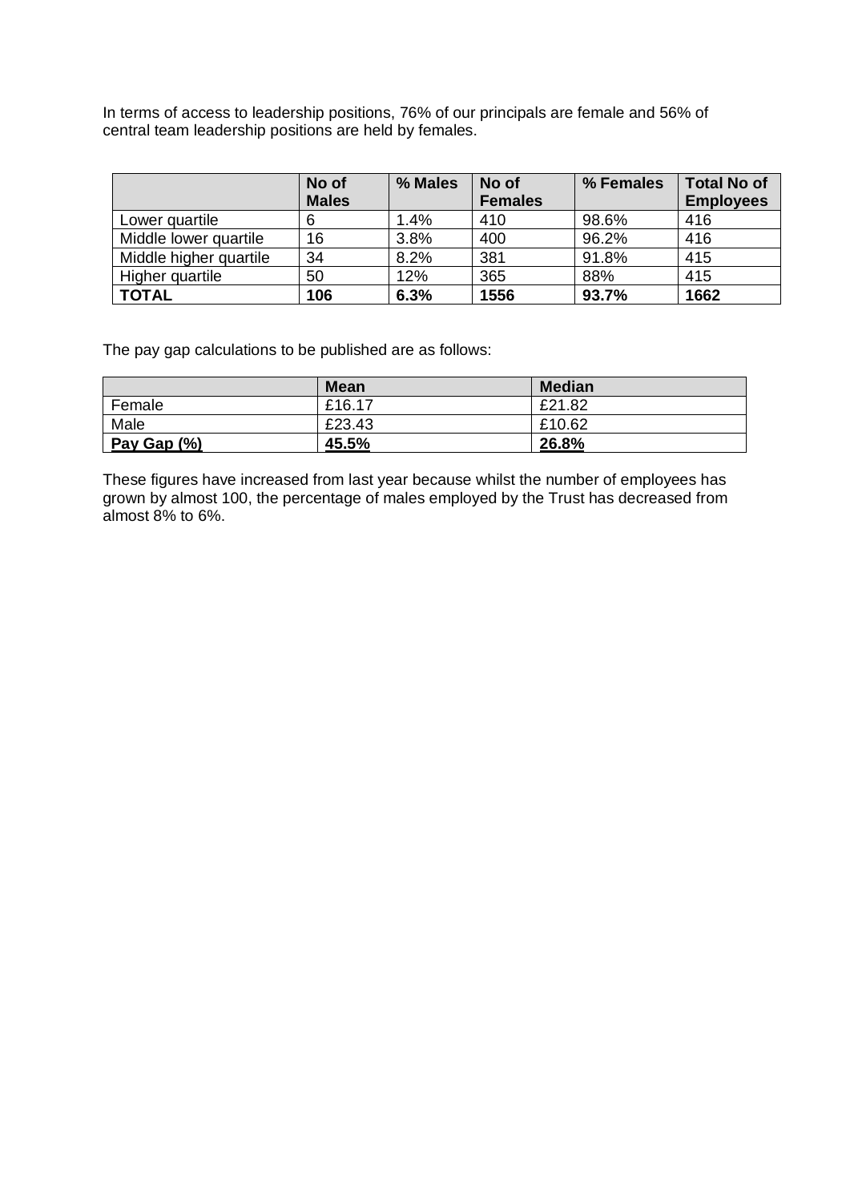In terms of access to leadership positions, 76% of our principals are female and 56% of central team leadership positions are held by females.

| | No of Males | % Males | No of Females | % Females | Total No of Employees |
|---|---|---|---|---|---|
| Lower quartile | 6 | 1.4% | 410 | 98.6% | 416 |
| Middle lower quartile | 16 | 3.8% | 400 | 96.2% | 416 |
| Middle higher quartile | 34 | 8.2% | 381 | 91.8% | 415 |
| Higher quartile | 50 | 12% | 365 | 88% | 415 |
| **TOTAL** | **106** | **6.3%** | **1556** | **93.7%** | **1662** |

The pay gap calculations to be published are as follows:

| | Mean | Median |
|---|---|---|
| Female | £16.17 | £21.82 |
| Male | £23.43 | £10.62 |
| **Pay Gap (%)** | **45.5%** | **26.8%** |

These figures have increased from last year because whilst the number of employees has grown by almost 100, the percentage of males employed by the Trust has decreased from almost 8% to 6%.